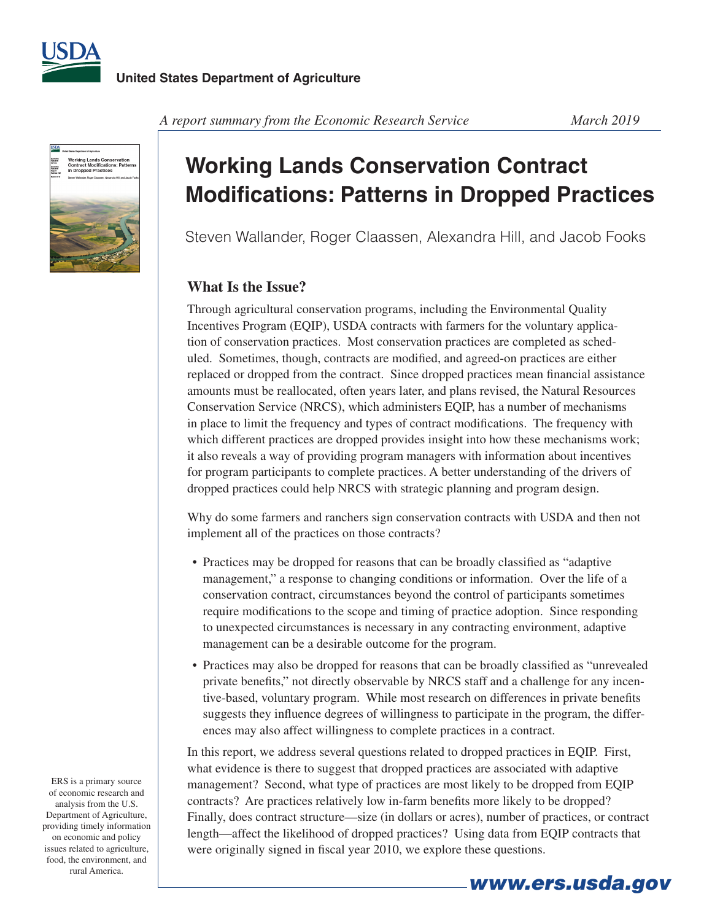United States Department of Agriculture

*A report summary from the Economic Research Service* *March 2019*

# Working Lands Conservation Contract Modifications: Patterns in Dropped Practices

Steven Wallander, Roger Claassen, Alexandra Hill, and Jacob Fooks

## What Is the Issue?

Through agricultural conservation programs, including the Environmental Quality Incentives Program (EQIP), USDA contracts with farmers for the voluntary application of conservation practices. Most conservation practices are completed as scheduled. Sometimes, though, contracts are modified, and agreed-on practices are either replaced or dropped from the contract. Since dropped practices mean financial assistance amounts must be reallocated, often years later, and plans revised, the Natural Resources Conservation Service (NRCS), which administers EQIP, has a number of mechanisms in place to limit the frequency and types of contract modifications. The frequency with which different practices are dropped provides insight into how these mechanisms work; it also reveals a way of providing program managers with information about incentives for program participants to complete practices. A better understanding of the drivers of dropped practices could help NRCS with strategic planning and program design.

Why do some farmers and ranchers sign conservation contracts with USDA and then not implement all of the practices on those contracts?

- Practices may be dropped for reasons that can be broadly classified as "adaptive management," a response to changing conditions or information. Over the life of a conservation contract, circumstances beyond the control of participants sometimes require modifications to the scope and timing of practice adoption. Since responding to unexpected circumstances is necessary in any contracting environment, adaptive management can be a desirable outcome for the program.
- Practices may also be dropped for reasons that can be broadly classified as "unrevealed private benefits," not directly observable by NRCS staff and a challenge for any incentive-based, voluntary program. While most research on differences in private benefits suggests they influence degrees of willingness to participate in the program, the differences may also affect willingness to complete practices in a contract.

In this report, we address several questions related to dropped practices in EQIP. First, what evidence is there to suggest that dropped practices are associated with adaptive management? Second, what type of practices are most likely to be dropped from EQIP contracts? Are practices relatively low in-farm benefits more likely to be dropped? Finally, does contract structure—size (in dollars or acres), number of practices, or contract length—affect the likelihood of dropped practices? Using data from EQIP contracts that were originally signed in fiscal year 2010, we explore these questions.

ERS is a primary source of economic research and analysis from the U.S. Department of Agriculture, providing timely information on economic and policy issues related to agriculture, food, the environment, and rural America.

www.ers.usda.gov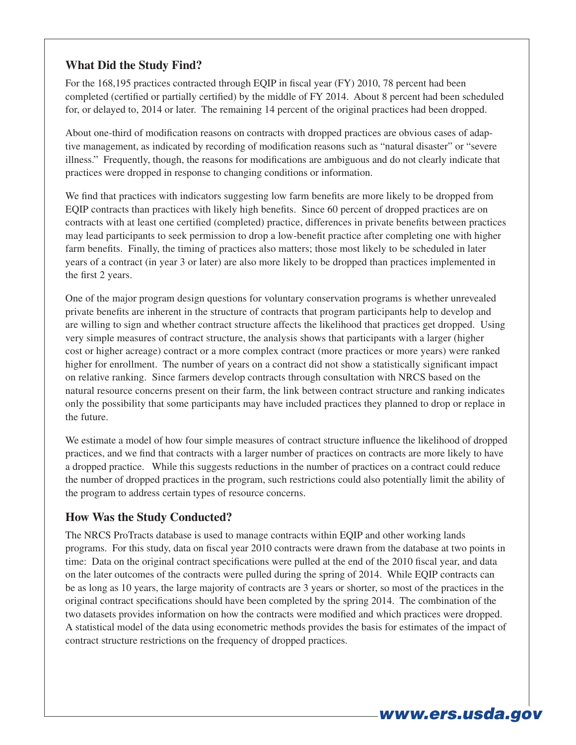## What Did the Study Find?

For the 168,195 practices contracted through EQIP in fiscal year (FY) 2010, 78 percent had been completed (certified or partially certified) by the middle of FY 2014. About 8 percent had been scheduled for, or delayed to, 2014 or later. The remaining 14 percent of the original practices had been dropped.

About one-third of modification reasons on contracts with dropped practices are obvious cases of adaptive management, as indicated by recording of modification reasons such as "natural disaster" or "severe illness." Frequently, though, the reasons for modifications are ambiguous and do not clearly indicate that practices were dropped in response to changing conditions or information.

We find that practices with indicators suggesting low farm benefits are more likely to be dropped from EQIP contracts than practices with likely high benefits. Since 60 percent of dropped practices are on contracts with at least one certified (completed) practice, differences in private benefits between practices may lead participants to seek permission to drop a low-benefit practice after completing one with higher farm benefits. Finally, the timing of practices also matters; those most likely to be scheduled in later years of a contract (in year 3 or later) are also more likely to be dropped than practices implemented in the first 2 years.

One of the major program design questions for voluntary conservation programs is whether unrevealed private benefits are inherent in the structure of contracts that program participants help to develop and are willing to sign and whether contract structure affects the likelihood that practices get dropped. Using very simple measures of contract structure, the analysis shows that participants with a larger (higher cost or higher acreage) contract or a more complex contract (more practices or more years) were ranked higher for enrollment. The number of years on a contract did not show a statistically significant impact on relative ranking. Since farmers develop contracts through consultation with NRCS based on the natural resource concerns present on their farm, the link between contract structure and ranking indicates only the possibility that some participants may have included practices they planned to drop or replace in the future.

We estimate a model of how four simple measures of contract structure influence the likelihood of dropped practices, and we find that contracts with a larger number of practices on contracts are more likely to have a dropped practice. While this suggests reductions in the number of practices on a contract could reduce the number of dropped practices in the program, such restrictions could also potentially limit the ability of the program to address certain types of resource concerns.

## How Was the Study Conducted?

The NRCS ProTracts database is used to manage contracts within EQIP and other working lands programs. For this study, data on fiscal year 2010 contracts were drawn from the database at two points in time: Data on the original contract specifications were pulled at the end of the 2010 fiscal year, and data on the later outcomes of the contracts were pulled during the spring of 2014. While EQIP contracts can be as long as 10 years, the large majority of contracts are 3 years or shorter, so most of the practices in the original contract specifications should have been completed by the spring 2014. The combination of the two datasets provides information on how the contracts were modified and which practices were dropped. A statistical model of the data using econometric methods provides the basis for estimates of the impact of contract structure restrictions on the frequency of dropped practices.